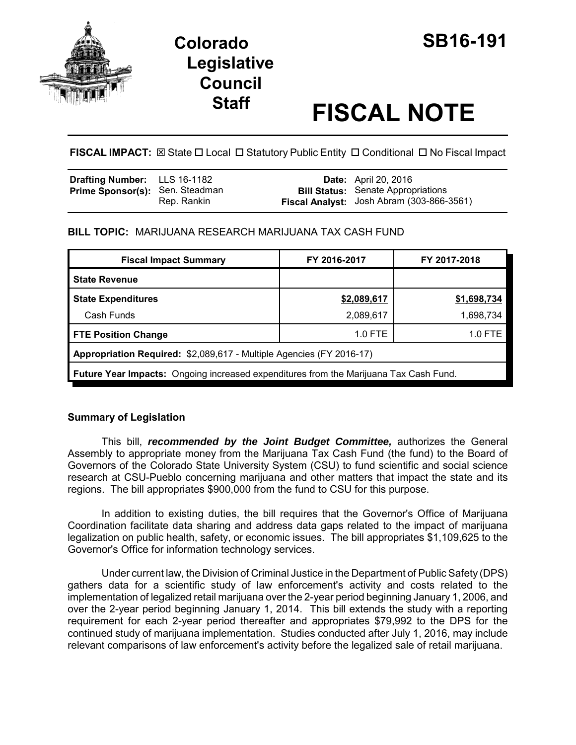# Colorado Legislative Council Staff

# SB16-191

# FISCAL NOTE

**FISCAL IMPACT:** ☒ State ☐ Local ☐ Statutory Public Entity ☐ Conditional ☐ No Fiscal Impact

| | | | |
|---|---|---|---|
| **Drafting Number:** | LLS 16-1182 | **Date:** | April 20, 2016 |
| **Prime Sponsor(s):** | Sen. Steadman<br>Rep. Rankin | **Bill Status:** | Senate Appropriations |
| | | **Fiscal Analyst:** | Josh Abram (303-866-3561) |

**BILL TOPIC:** MARIJUANA RESEARCH MARIJUANA TAX CASH FUND

| Fiscal Impact Summary | FY 2016-2017 | FY 2017-2018 |
|---|---|---|
| **State Revenue** | | |
| **State Expenditures** | $2,089,617 | $1,698,734 |
| Cash Funds | 2,089,617 | 1,698,734 |
| **FTE Position Change** | 1.0 FTE | 1.0 FTE |
| **Appropriation Required:** $2,089,617 - Multiple Agencies (FY 2016-17) | | |
| **Future Year Impacts:** Ongoing increased expenditures from the Marijuana Tax Cash Fund. | | |

## Summary of Legislation

This bill, ***recommended by the Joint Budget Committee,*** authorizes the General Assembly to appropriate money from the Marijuana Tax Cash Fund (the fund) to the Board of Governors of the Colorado State University System (CSU) to fund scientific and social science research at CSU-Pueblo concerning marijuana and other matters that impact the state and its regions. The bill appropriates $900,000 from the fund to CSU for this purpose.

In addition to existing duties, the bill requires that the Governor's Office of Marijuana Coordination facilitate data sharing and address data gaps related to the impact of marijuana legalization on public health, safety, or economic issues. The bill appropriates $1,109,625 to the Governor's Office for information technology services.

Under current law, the Division of Criminal Justice in the Department of Public Safety (DPS) gathers data for a scientific study of law enforcement's activity and costs related to the implementation of legalized retail marijuana over the 2-year period beginning January 1, 2006, and over the 2-year period beginning January 1, 2014. This bill extends the study with a reporting requirement for each 2-year period thereafter and appropriates $79,992 to the DPS for the continued study of marijuana implementation. Studies conducted after July 1, 2016, may include relevant comparisons of law enforcement's activity before the legalized sale of retail marijuana.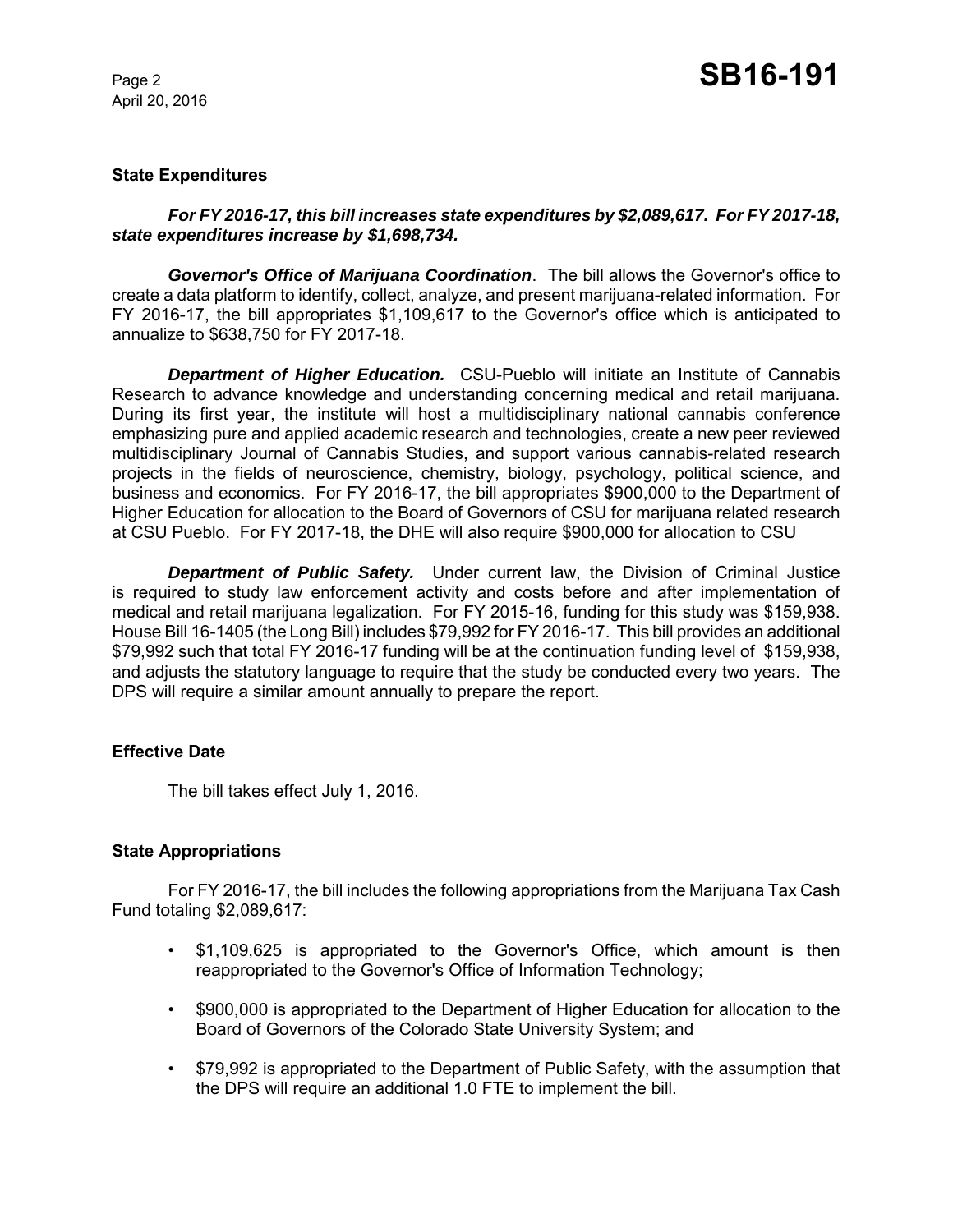### State Expenditures

***For FY 2016-17, this bill increases state expenditures by $2,089,617. For FY 2017-18, state expenditures increase by $1,698,734.***

***Governor's Office of Marijuana Coordination***. The bill allows the Governor's office to create a data platform to identify, collect, analyze, and present marijuana-related information. For FY 2016-17, the bill appropriates $1,109,617 to the Governor's office which is anticipated to annualize to $638,750 for FY 2017-18.

***Department of Higher Education.*** CSU-Pueblo will initiate an Institute of Cannabis Research to advance knowledge and understanding concerning medical and retail marijuana. During its first year, the institute will host a multidisciplinary national cannabis conference emphasizing pure and applied academic research and technologies, create a new peer reviewed multidisciplinary Journal of Cannabis Studies, and support various cannabis-related research projects in the fields of neuroscience, chemistry, biology, psychology, political science, and business and economics. For FY 2016-17, the bill appropriates $900,000 to the Department of Higher Education for allocation to the Board of Governors of CSU for marijuana related research at CSU Pueblo. For FY 2017-18, the DHE will also require $900,000 for allocation to CSU

***Department of Public Safety.*** Under current law, the Division of Criminal Justice is required to study law enforcement activity and costs before and after implementation of medical and retail marijuana legalization. For FY 2015-16, funding for this study was $159,938. House Bill 16-1405 (the Long Bill) includes $79,992 for FY 2016-17. This bill provides an additional $79,992 such that total FY 2016-17 funding will be at the continuation funding level of $159,938, and adjusts the statutory language to require that the study be conducted every two years. The DPS will require a similar amount annually to prepare the report.

### Effective Date

The bill takes effect July 1, 2016.

### State Appropriations

For FY 2016-17, the bill includes the following appropriations from the Marijuana Tax Cash Fund totaling $2,089,617:

- $1,109,625 is appropriated to the Governor's Office, which amount is then reappropriated to the Governor's Office of Information Technology;
- $900,000 is appropriated to the Department of Higher Education for allocation to the Board of Governors of the Colorado State University System; and
- $79,992 is appropriated to the Department of Public Safety, with the assumption that the DPS will require an additional 1.0 FTE to implement the bill.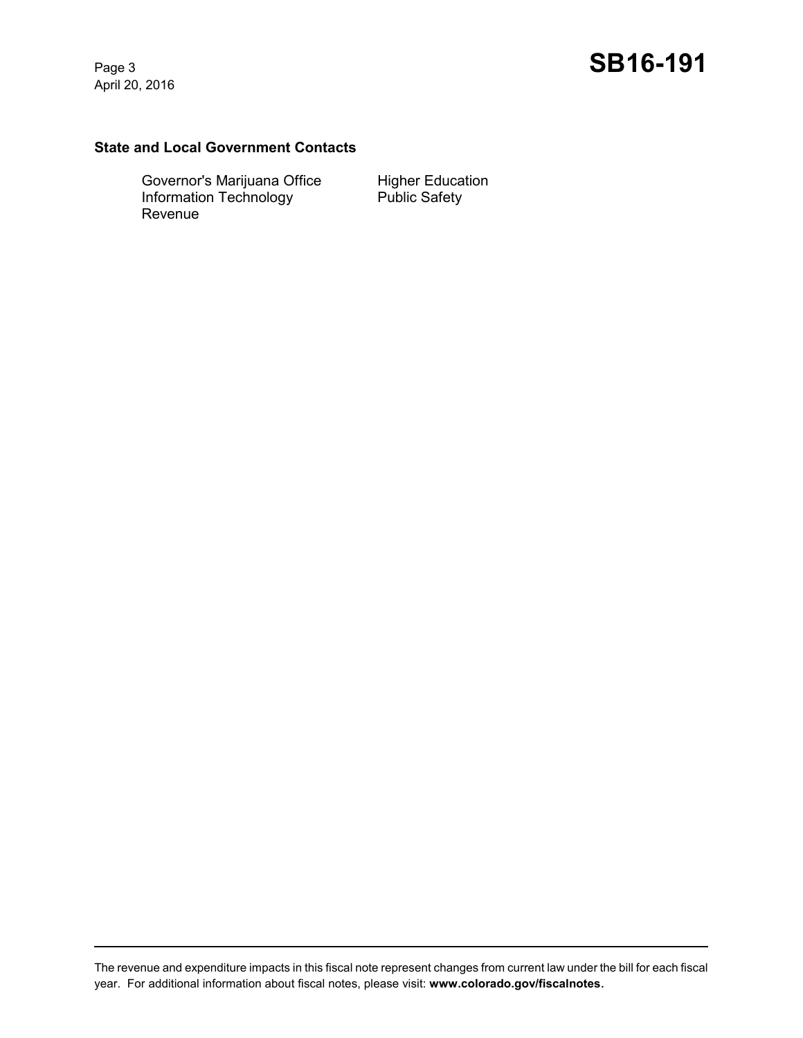**State and Local Government Contacts**

| | |
|---|---|
| Governor's Marijuana Office | Higher Education |
| Information Technology | Public Safety |
| Revenue | |

The revenue and expenditure impacts in this fiscal note represent changes from current law under the bill for each fiscal year. For additional information about fiscal notes, please visit: **www.colorado.gov/fiscalnotes.**